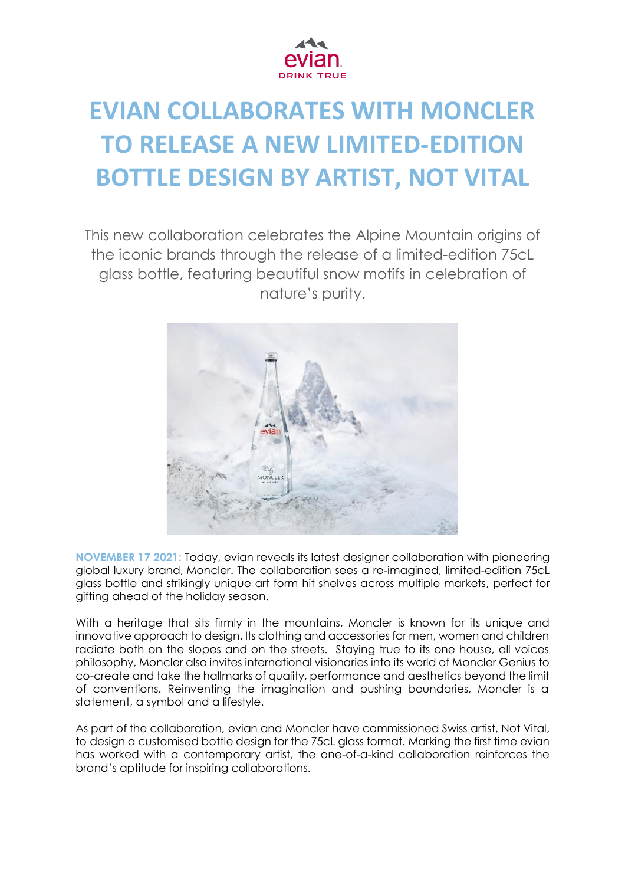# EVIAN COLLABORATES WITH MONCLER TO RELEASE A NEW LIMITED-EDITION BOTTLE DESIGN BY ARTIST, NOT VITAL

This new collaboration celebrates the Alpine Mountain origins of the iconic brands through the release of a limited-edition 75cL glass bottle, featuring beautiful snow motifs in celebration of nature's purity.

**NOVEMBER 17 2021:** Today, evian reveals its latest designer collaboration with pioneering global luxury brand, Moncler. The collaboration sees a re-imagined, limited-edition 75cL glass bottle and strikingly unique art form hit shelves across multiple markets, perfect for gifting ahead of the holiday season.

With a heritage that sits firmly in the mountains, Moncler is known for its unique and innovative approach to design. Its clothing and accessories for men, women and children radiate both on the slopes and on the streets. Staying true to its one house, all voices philosophy, Moncler also invites international visionaries into its world of Moncler Genius to co-create and take the hallmarks of quality, performance and aesthetics beyond the limit of conventions. Reinventing the imagination and pushing boundaries, Moncler is a statement, a symbol and a lifestyle.

As part of the collaboration, evian and Moncler have commissioned Swiss artist, Not Vital, to design a customised bottle design for the 75cL glass format. Marking the first time evian has worked with a contemporary artist, the one-of-a-kind collaboration reinforces the brand's aptitude for inspiring collaborations.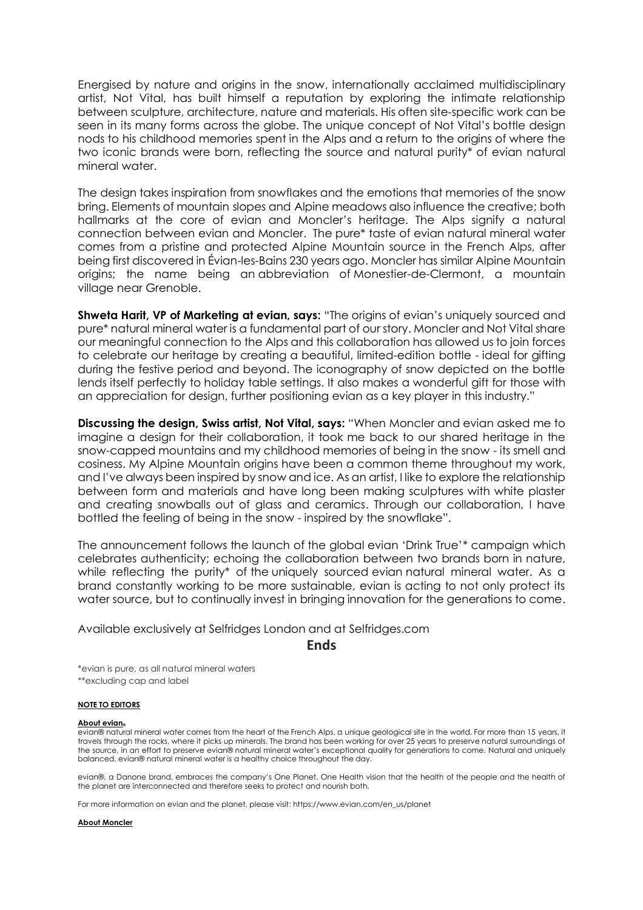Energised by nature and origins in the snow, internationally acclaimed multidisciplinary artist, Not Vital, has built himself a reputation by exploring the intimate relationship between sculpture, architecture, nature and materials. His often site-specific work can be seen in its many forms across the globe. The unique concept of Not Vital's bottle design nods to his childhood memories spent in the Alps and a return to the origins of where the two iconic brands were born, reflecting the source and natural purity* of evian natural mineral water.

The design takes inspiration from snowflakes and the emotions that memories of the snow bring. Elements of mountain slopes and Alpine meadows also influence the creative; both hallmarks at the core of evian and Moncler's heritage. The Alps signify a natural connection between evian and Moncler. The pure* taste of evian natural mineral water comes from a pristine and protected Alpine Mountain source in the French Alps, after being first discovered in Évian-les-Bains 230 years ago. Moncler has similar Alpine Mountain origins; the name being an abbreviation of Monestier-de-Clermont, a mountain village near Grenoble.

**Shweta Harit, VP of Marketing at evian, says:** "The origins of evian's uniquely sourced and pure* natural mineral water is a fundamental part of our story. Moncler and Not Vital share our meaningful connection to the Alps and this collaboration has allowed us to join forces to celebrate our heritage by creating a beautiful, limited-edition bottle - ideal for gifting during the festive period and beyond. The iconography of snow depicted on the bottle lends itself perfectly to holiday table settings. It also makes a wonderful gift for those with an appreciation for design, further positioning evian as a key player in this industry."

**Discussing the design, Swiss artist, Not Vital, says:** "When Moncler and evian asked me to imagine a design for their collaboration, it took me back to our shared heritage in the snow-capped mountains and my childhood memories of being in the snow - its smell and cosiness. My Alpine Mountain origins have been a common theme throughout my work, and I've always been inspired by snow and ice. As an artist, I like to explore the relationship between form and materials and have long been making sculptures with white plaster and creating snowballs out of glass and ceramics. Through our collaboration, I have bottled the feeling of being in the snow - inspired by the snowflake".

The announcement follows the launch of the global evian 'Drink True'* campaign which celebrates authenticity; echoing the collaboration between two brands born in nature, while reflecting the purity* of the uniquely sourced evian natural mineral water. As a brand constantly working to be more sustainable, evian is acting to not only protect its water source, but to continually invest in bringing innovation for the generations to come.

Available exclusively at Selfridges London and at Selfridges.com

**Ends**

*evian is pure, as all natural mineral waters

**excluding cap and label

**NOTE TO EDITORS**

**About evian®**

evian® natural mineral water comes from the heart of the French Alps, a unique geological site in the world. For more than 15 years, it travels through the rocks, where it picks up minerals. The brand has been working for over 25 years to preserve natural surroundings of the source, in an effort to preserve evian® natural mineral water's exceptional quality for generations to come. Natural and uniquely balanced, evian® natural mineral water is a healthy choice throughout the day.

evian®, a Danone brand, embraces the company's One Planet. One Health vision that the health of the people and the health of the planet are interconnected and therefore seeks to protect and nourish both.

For more information on evian and the planet, please visit: https://www.evian.com/en_us/planet

**About Moncler**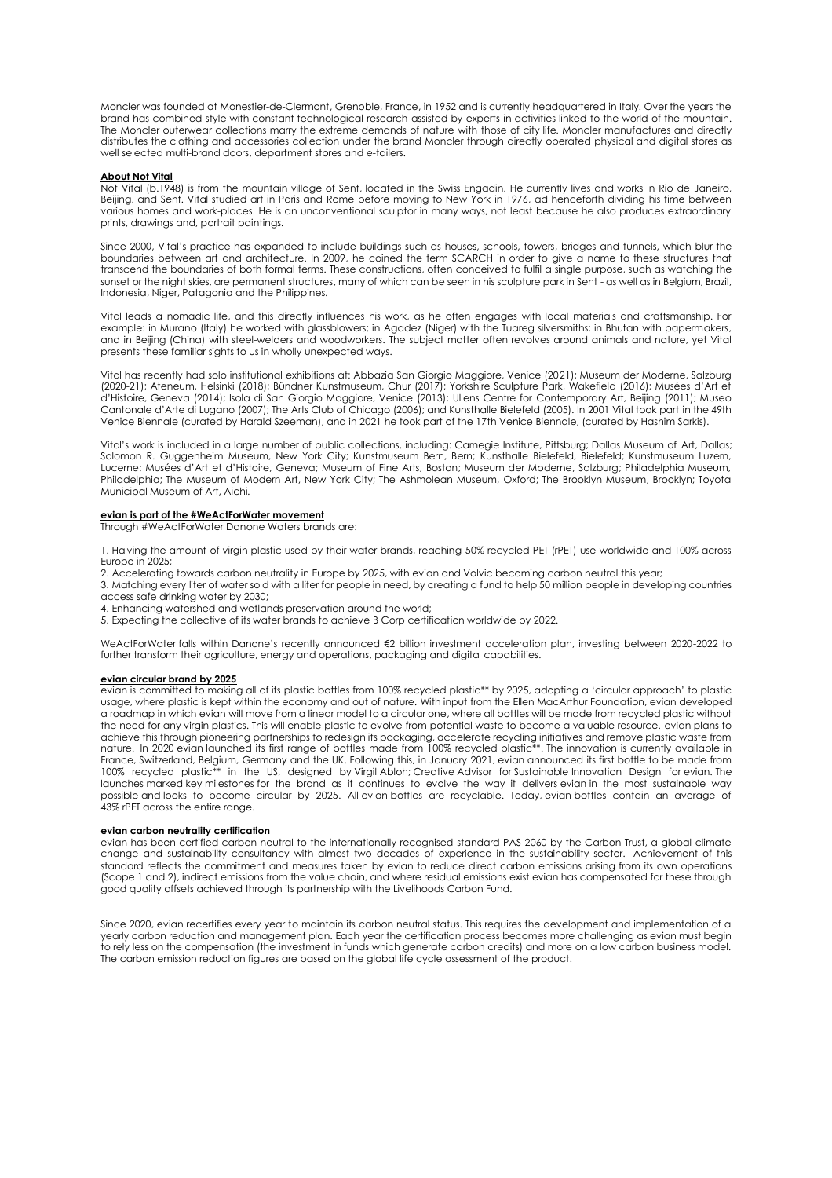Moncler was founded at Monestier-de-Clermont, Grenoble, France, in 1952 and is currently headquartered in Italy. Over the years the brand has combined style with constant technological research assisted by experts in activities linked to the world of the mountain. The Moncler outerwear collections marry the extreme demands of nature with those of city life. Moncler manufactures and directly distributes the clothing and accessories collection under the brand Moncler through directly operated physical and digital stores as well selected multi-brand doors, department stores and e-tailers.

**About Not Vital**

Not Vital (b.1948) is from the mountain village of Sent, located in the Swiss Engadin. He currently lives and works in Rio de Janeiro, Beijing, and Sent. Vital studied art in Paris and Rome before moving to New York in 1976, ad henceforth dividing his time between various homes and work-places. He is an unconventional sculptor in many ways, not least because he also produces extraordinary prints, drawings and, portrait paintings.

Since 2000, Vital's practice has expanded to include buildings such as houses, schools, towers, bridges and tunnels, which blur the boundaries between art and architecture. In 2009, he coined the term SCARCH in order to give a name to these structures that transcend the boundaries of both formal terms. These constructions, often conceived to fulfil a single purpose, such as watching the sunset or the night skies, are permanent structures, many of which can be seen in his sculpture park in Sent - as well as in Belgium, Brazil, Indonesia, Niger, Patagonia and the Philippines.

Vital leads a nomadic life, and this directly influences his work, as he often engages with local materials and craftsmanship. For example: in Murano (Italy) he worked with glassblowers; in Agadez (Niger) with the Tuareg silversmiths; in Bhutan with papermakers, and in Beijing (China) with steel-welders and woodworkers. The subject matter often revolves around animals and nature, yet Vital presents these familiar sights to us in wholly unexpected ways.

Vital has recently had solo institutional exhibitions at: Abbazia San Giorgio Maggiore, Venice (2021); Museum der Moderne, Salzburg (2020-21); Ateneum, Helsinki (2018); Bündner Kunstmuseum, Chur (2017); Yorkshire Sculpture Park, Wakefield (2016); Musées d'Art et d'Histoire, Geneva (2014); Isola di San Giorgio Maggiore, Venice (2013); Ullens Centre for Contemporary Art, Beijing (2011); Museo Cantonale d'Arte di Lugano (2007); The Arts Club of Chicago (2006); and Kunsthalle Bielefeld (2005). In 2001 Vital took part in the 49th Venice Biennale (curated by Harald Szeeman), and in 2021 he took part of the 17th Venice Biennale, (curated by Hashim Sarkis).

Vital's work is included in a large number of public collections, including: Carnegie Institute, Pittsburg; Dallas Museum of Art, Dallas; Solomon R. Guggenheim Museum, New York City; Kunstmuseum Bern, Bern; Kunsthalle Bielefeld, Bielefeld; Kunstmuseum Luzern, Lucerne; Musées d'Art et d'Histoire, Geneva; Museum of Fine Arts, Boston; Museum der Moderne, Salzburg; Philadelphia Museum, Philadelphia; The Museum of Modern Art, New York City; The Ashmolean Museum, Oxford; The Brooklyn Museum, Brooklyn; Toyota Municipal Museum of Art, Aichi.

**evian is part of the #WeActForWater movement**

Through #WeActForWater Danone Waters brands are:

1. Halving the amount of virgin plastic used by their water brands, reaching 50% recycled PET (rPET) use worldwide and 100% across Europe in 2025;
2. Accelerating towards carbon neutrality in Europe by 2025, with evian and Volvic becoming carbon neutral this year;
3. Matching every liter of water sold with a liter for people in need, by creating a fund to help 50 million people in developing countries access safe drinking water by 2030;
4. Enhancing watershed and wetlands preservation around the world;
5. Expecting the collective of its water brands to achieve B Corp certification worldwide by 2022.

WeActForWater falls within Danone's recently announced €2 billion investment acceleration plan, investing between 2020-2022 to further transform their agriculture, energy and operations, packaging and digital capabilities.

**evian circular brand by 2025**

evian is committed to making all of its plastic bottles from 100% recycled plastic** by 2025, adopting a 'circular approach' to plastic usage, where plastic is kept within the economy and out of nature. With input from the Ellen MacArthur Foundation, evian developed a roadmap in which evian will move from a linear model to a circular one, where all bottles will be made from recycled plastic without the need for any virgin plastics. This will enable plastic to evolve from potential waste to become a valuable resource. evian plans to achieve this through pioneering partnerships to redesign its packaging, accelerate recycling initiatives and remove plastic waste from nature. In 2020 evian launched its first range of bottles made from 100% recycled plastic**. The innovation is currently available in France, Switzerland, Belgium, Germany and the UK. Following this, in January 2021, evian announced its first bottle to be made from 100% recycled plastic** in the US, designed by Virgil Abloh; Creative Advisor for Sustainable Innovation Design for evian. The launches marked key milestones for the brand as it continues to evolve the way it delivers evian in the most sustainable way possible and looks to become circular by 2025. All evian bottles are recyclable. Today, evian bottles contain an average of 43% rPET across the entire range.

**evian carbon neutrality certification**

evian has been certified carbon neutral to the internationally-recognised standard PAS 2060 by the Carbon Trust, a global climate change and sustainability consultancy with almost two decades of experience in the sustainability sector. Achievement of this standard reflects the commitment and measures taken by evian to reduce direct carbon emissions arising from its own operations (Scope 1 and 2), indirect emissions from the value chain, and where residual emissions exist evian has compensated for these through good quality offsets achieved through its partnership with the Livelihoods Carbon Fund.

Since 2020, evian recertifies every year to maintain its carbon neutral status. This requires the development and implementation of a yearly carbon reduction and management plan. Each year the certification process becomes more challenging as evian must begin to rely less on the compensation (the investment in funds which generate carbon credits) and more on a low carbon business model. The carbon emission reduction figures are based on the global life cycle assessment of the product.